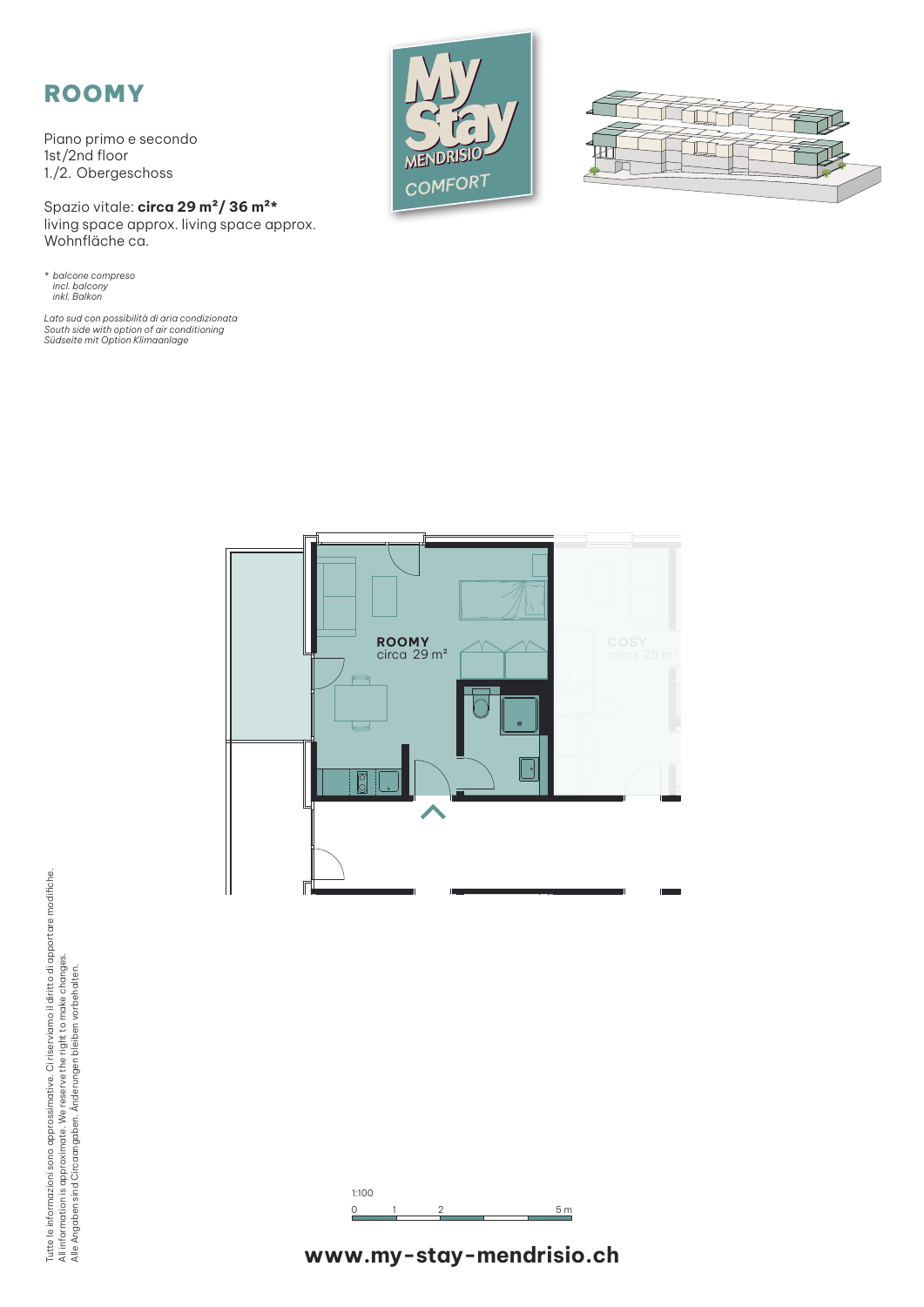# ROOMY

Piano primo e secondo
1st/2nd floor
1./2. Obergeschoss

Spazio vitale: **circa 29 m²/ 36 m²***
living space approx. living space approx.
Wohnfläche ca.

*\* balcone compreso*
*incl. balcony*
*inkl. Balkon*

*Lato sud con possibilità di aria condizionata*
*South side with option of air conditioning*
*Südseite mit Option Klimaanlage*

MyStay MENDRISIO COMFORT

**ROOMY**
circa 29 m²

COSY
circa 28 m²

1:100

0 1 2 5 m

Tutte le informazioni sono approssimative. Ci riserviamo il diritto di apportare modifiche.
All information is approximate. We reserve the right to make changes.
Alle Angaben sind Circaangaben. Änderungen bleiben vorbehalten.

**www.my-stay-mendrisio.ch**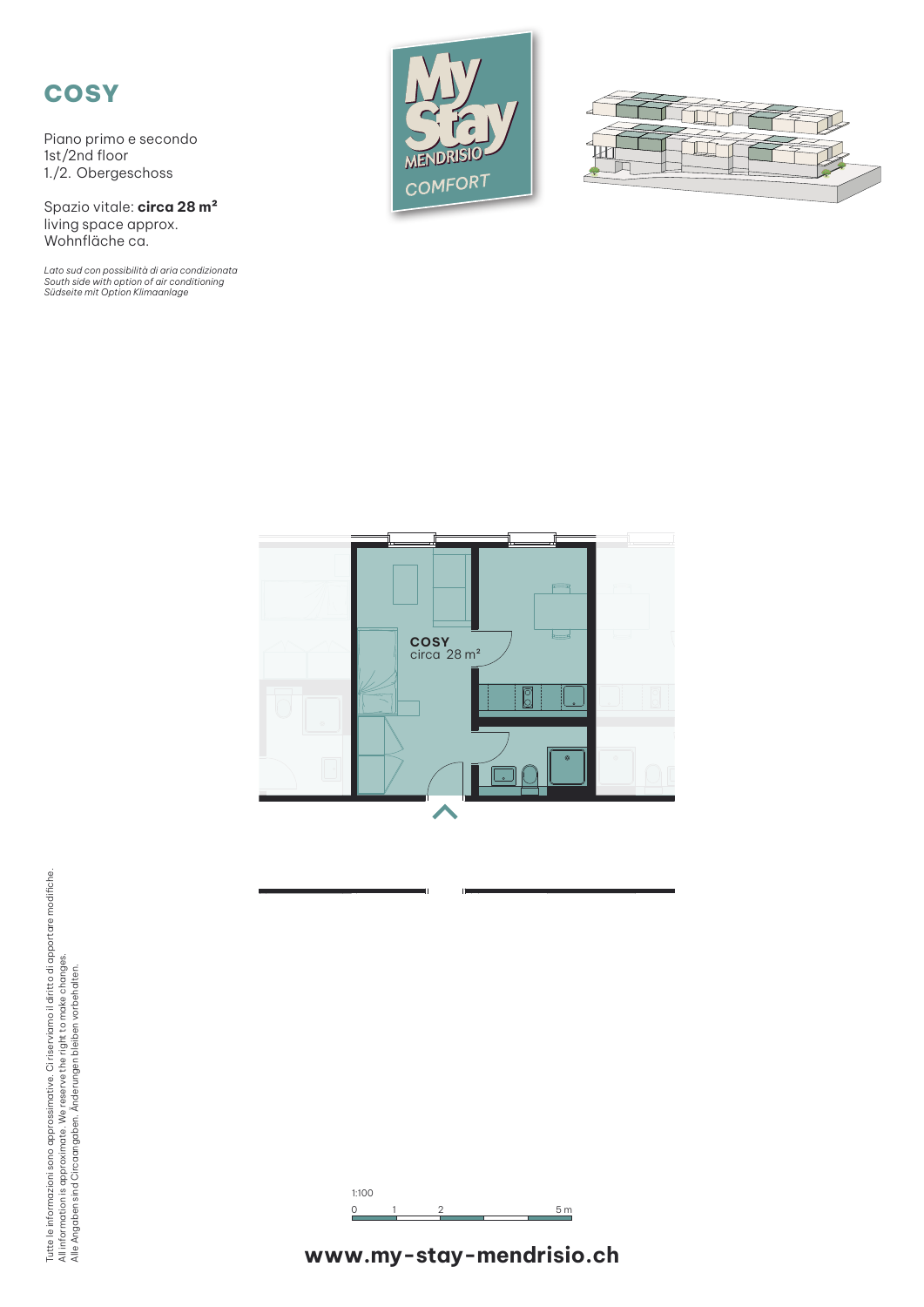# COSY

Piano primo e secondo
1st/2nd floor
1./2. Obergeschoss

Spazio vitale: **circa 28 m²**
living space approx.
Wohnfläche ca.

*Lato sud con possibilità di aria condizionata*
*South side with option of air conditioning*
*Südseite mit Option Klimaanlage*

My Stay MENDRISIO COMFORT

**COSY**
circa 28 m²

1:100

0 1 2 5 m

Tutte le informazioni sono approssimative. Ci riserviamo il diritto di apportare modifiche.
All information is approximate. We reserve the right to make changes.
Alle Angaben sind Circaangaben. Änderungen bleiben vorbehalten.

**www.my-stay-mendrisio.ch**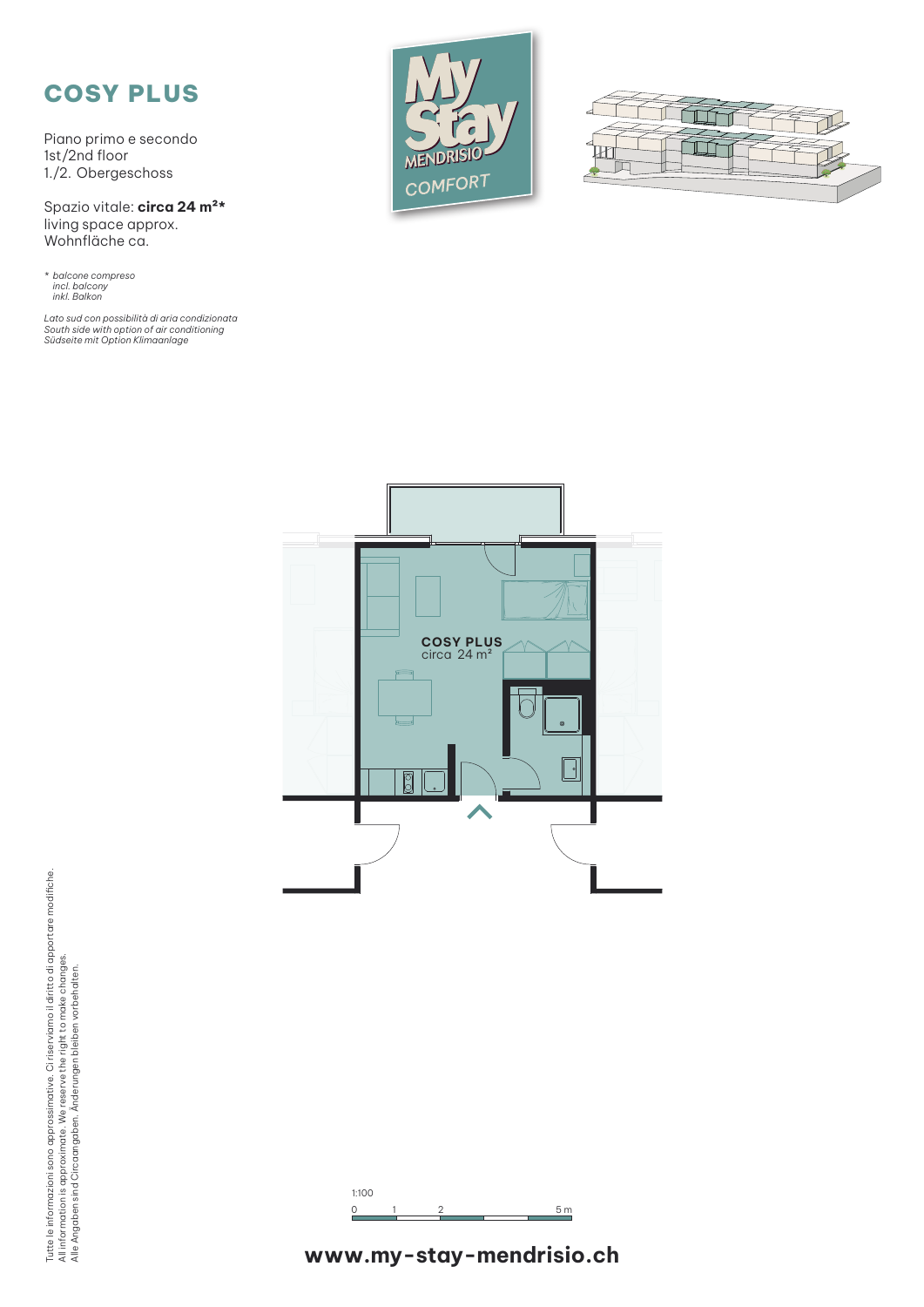# COSY PLUS

Piano primo e secondo
1st/2nd floor
1./2. Obergeschoss

Spazio vitale: **circa 24 m²***
living space approx.
Wohnfläche ca.

*\* balcone compreso*
*incl. balcony*
*inkl. Balkon*

*Lato sud con possibilità di aria condizionata*
*South side with option of air conditioning*
*Südseite mit Option Klimaanlage*

My Stay MENDRISIO COMFORT

**COSY PLUS**
circa 24 m²

1:100

0 1 2 5 m

Tutte le informazioni sono approssimative. Ci riserviamo il diritto di apportare modifiche.
All information is approximate. We reserve the right to make changes.
Alle Angaben sind Circaangaben. Änderungen bleiben vorbehalten.

**www.my-stay-mendrisio.ch**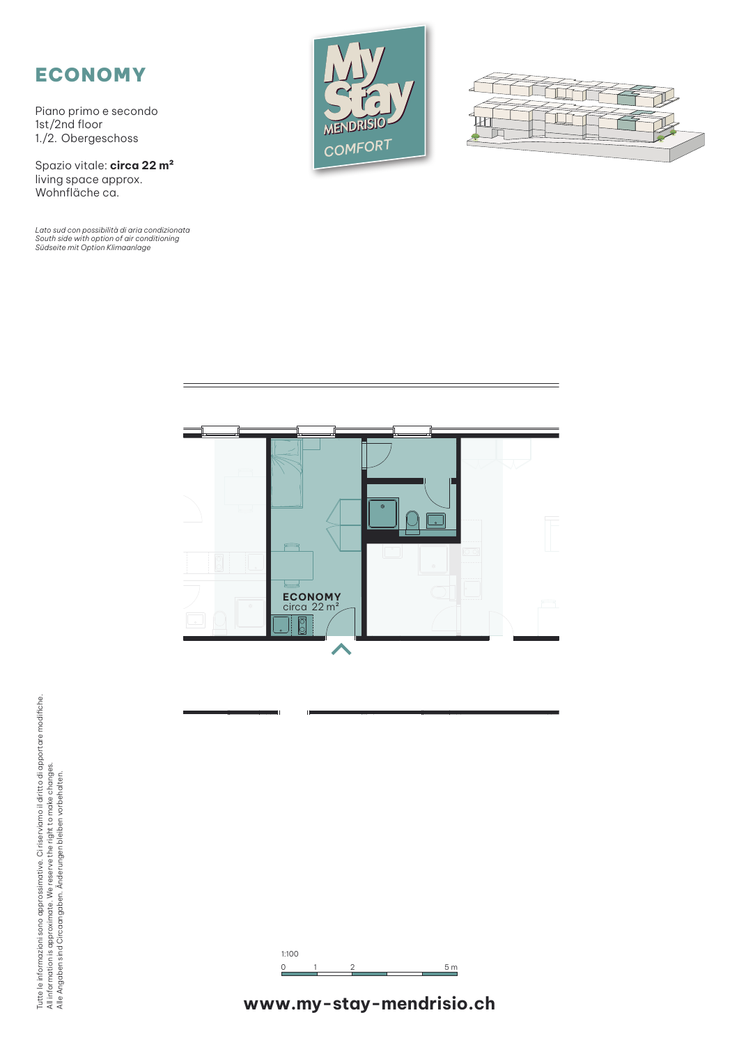# ECONOMY

Piano primo e secondo
1st/2nd floor
1./2. Obergeschoss

Spazio vitale: **circa 22 m²**
living space approx.
Wohnfläche ca.

*Lato sud con possibilità di aria condizionata*
*South side with option of air conditioning*
*Südseite mit Option Klimaanlage*

My Stay MENDRISIO COMFORT

ECONOMY
circa 22 m²

1:100
0 1 2 5 m

Tutte le informazioni sono approssimative. Ci riserviamo il diritto di apportare modifiche.
All information is approximate. We reserve the right to make changes.
Alle Angaben sind Circaangaben. Änderungen bleiben vorbehalten.

**www.my-stay-mendrisio.ch**